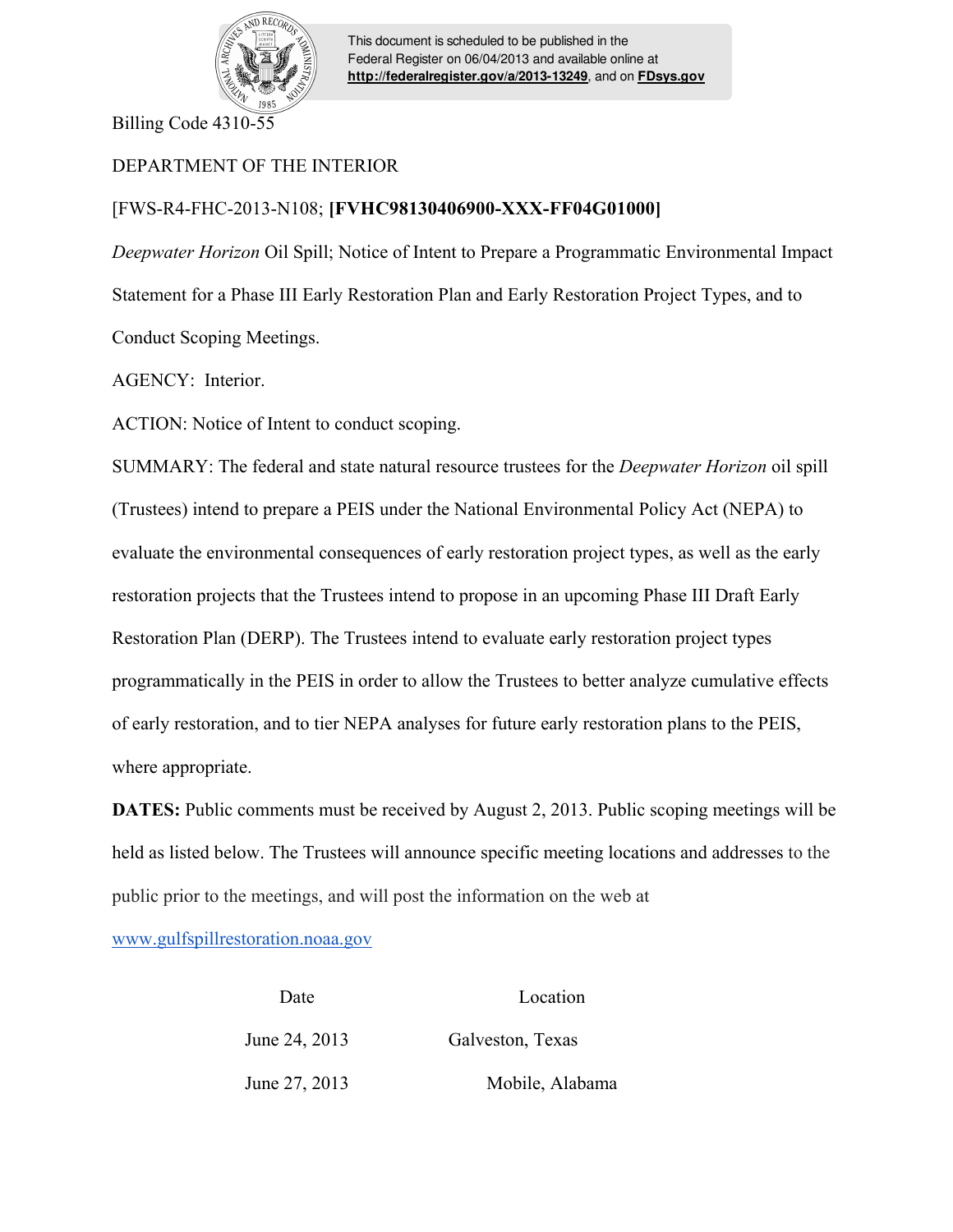Billing Code 4310-55

DEPARTMENT OF THE INTERIOR

[FWS-R4-FHC-2013-N108; **[FVHC98130406900-XXX-FF04G01000]**

*Deepwater Horizon* Oil Spill; Notice of Intent to Prepare a Programmatic Environmental Impact Statement for a Phase III Early Restoration Plan and Early Restoration Project Types, and to Conduct Scoping Meetings.

AGENCY: Interior.

ACTION: Notice of Intent to conduct scoping.

SUMMARY: The federal and state natural resource trustees for the *Deepwater Horizon* oil spill (Trustees) intend to prepare a PEIS under the National Environmental Policy Act (NEPA) to evaluate the environmental consequences of early restoration project types, as well as the early restoration projects that the Trustees intend to propose in an upcoming Phase III Draft Early Restoration Plan (DERP). The Trustees intend to evaluate early restoration project types programmatically in the PEIS in order to allow the Trustees to better analyze cumulative effects of early restoration, and to tier NEPA analyses for future early restoration plans to the PEIS, where appropriate.

**DATES:** Public comments must be received by August 2, 2013. Public scoping meetings will be held as listed below. The Trustees will announce specific meeting locations and addresses to the public prior to the meetings, and will post the information on the web at www.gulfspillrestoration.noaa.gov

| Date | Location |
|---|---|
| June 24, 2013 | Galveston, Texas |
| June 27, 2013 | Mobile, Alabama |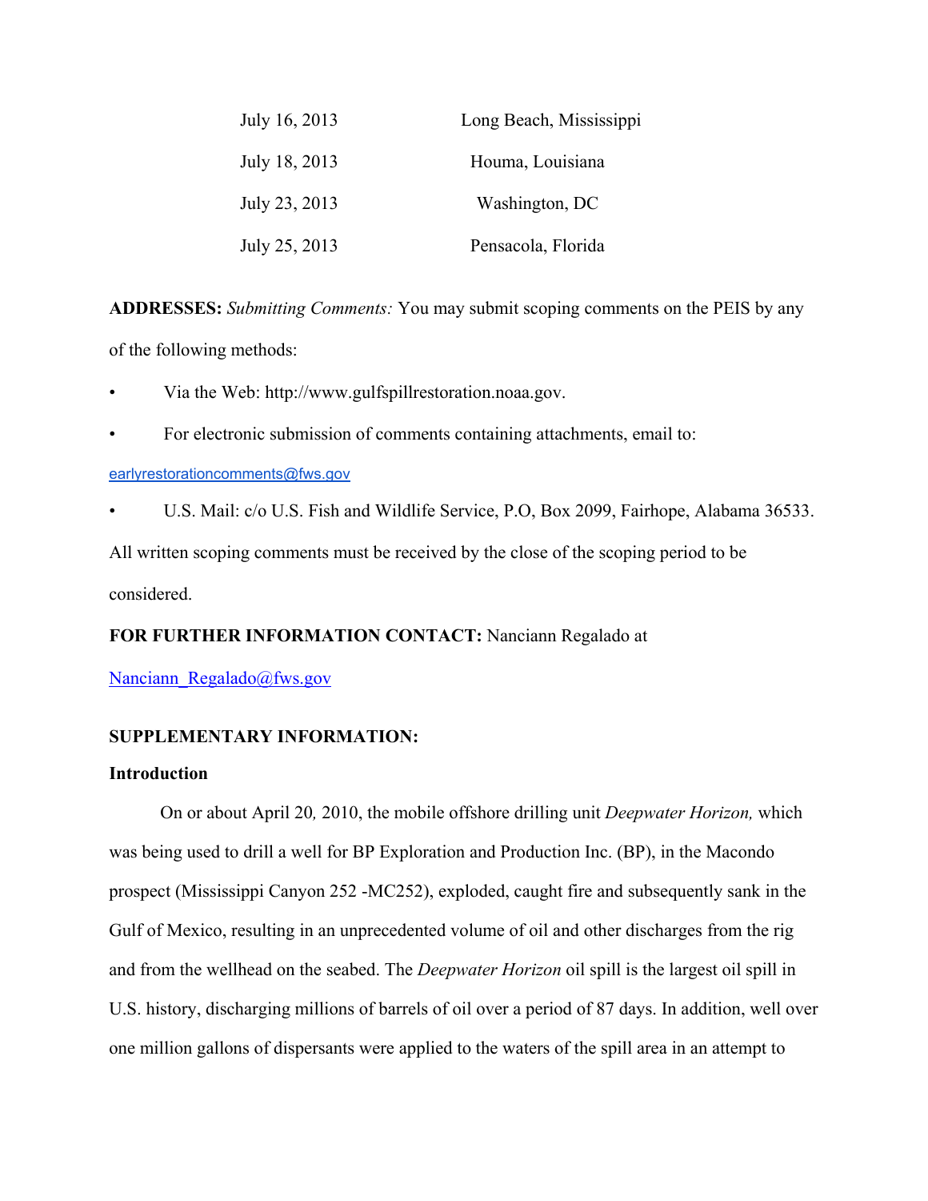| | |
|---|---|
| July 16, 2013 | Long Beach, Mississippi |
| July 18, 2013 | Houma, Louisiana |
| July 23, 2013 | Washington, DC |
| July 25, 2013 | Pensacola, Florida |

**ADDRESSES:** *Submitting Comments:* You may submit scoping comments on the PEIS by any of the following methods:

- Via the Web: http://www.gulfspillrestoration.noaa.gov.
- For electronic submission of comments containing attachments, email to: earlyrestorationcomments@fws.gov
- U.S. Mail: c/o U.S. Fish and Wildlife Service, P.O, Box 2099, Fairhope, Alabama 36533.

All written scoping comments must be received by the close of the scoping period to be considered.

**FOR FURTHER INFORMATION CONTACT:** Nanciann Regalado at Nanciann_Regalado@fws.gov

**SUPPLEMENTARY INFORMATION:**

**Introduction**

On or about April 20, 2010, the mobile offshore drilling unit *Deepwater Horizon,* which was being used to drill a well for BP Exploration and Production Inc. (BP), in the Macondo prospect (Mississippi Canyon 252 -MC252), exploded, caught fire and subsequently sank in the Gulf of Mexico, resulting in an unprecedented volume of oil and other discharges from the rig and from the wellhead on the seabed. The *Deepwater Horizon* oil spill is the largest oil spill in U.S. history, discharging millions of barrels of oil over a period of 87 days. In addition, well over one million gallons of dispersants were applied to the waters of the spill area in an attempt to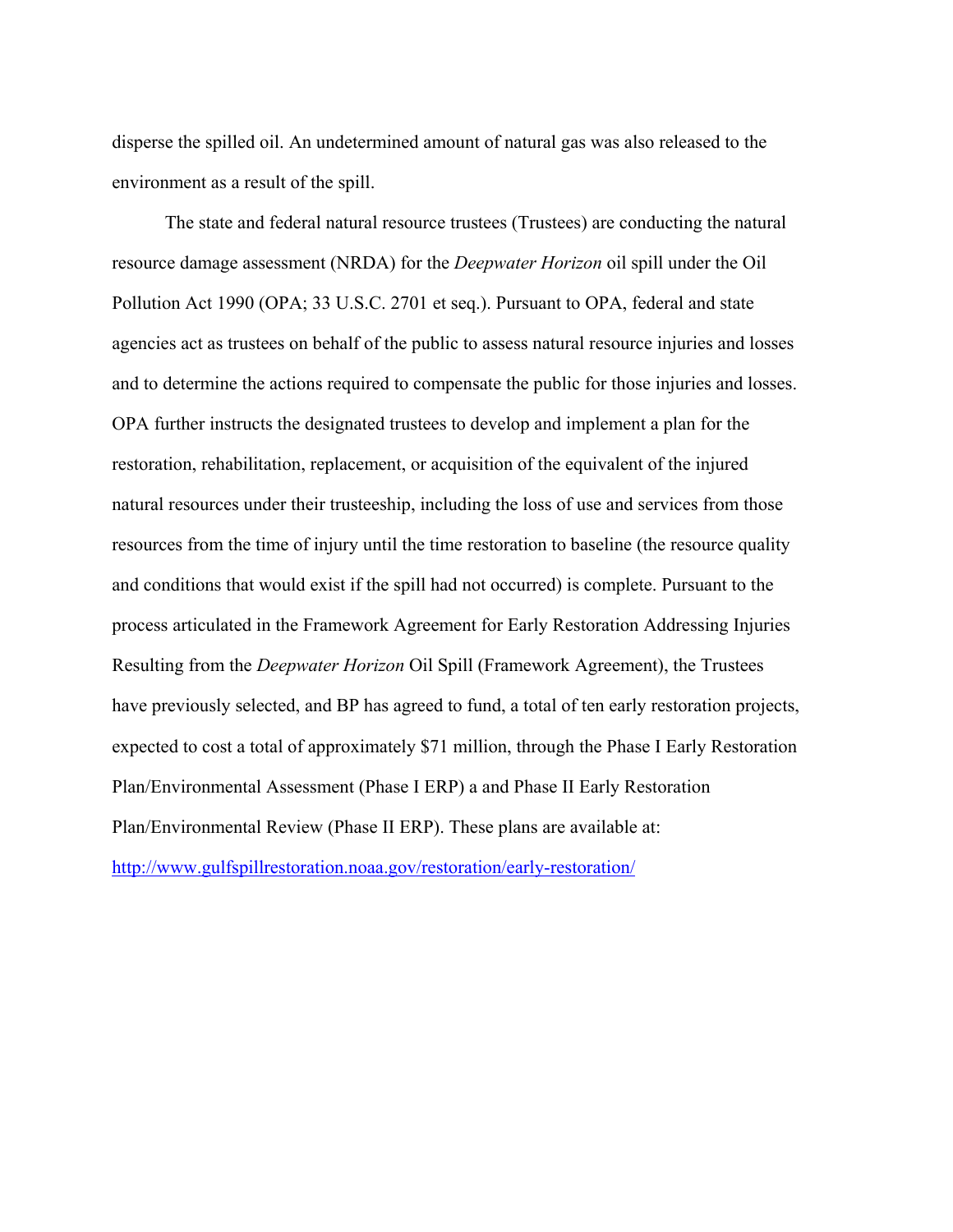disperse the spilled oil. An undetermined amount of natural gas was also released to the environment as a result of the spill.

The state and federal natural resource trustees (Trustees) are conducting the natural resource damage assessment (NRDA) for the *Deepwater Horizon* oil spill under the Oil Pollution Act 1990 (OPA; 33 U.S.C. 2701 et seq.). Pursuant to OPA, federal and state agencies act as trustees on behalf of the public to assess natural resource injuries and losses and to determine the actions required to compensate the public for those injuries and losses. OPA further instructs the designated trustees to develop and implement a plan for the restoration, rehabilitation, replacement, or acquisition of the equivalent of the injured natural resources under their trusteeship, including the loss of use and services from those resources from the time of injury until the time restoration to baseline (the resource quality and conditions that would exist if the spill had not occurred) is complete. Pursuant to the process articulated in the Framework Agreement for Early Restoration Addressing Injuries Resulting from the *Deepwater Horizon* Oil Spill (Framework Agreement), the Trustees have previously selected, and BP has agreed to fund, a total of ten early restoration projects, expected to cost a total of approximately $71 million, through the Phase I Early Restoration Plan/Environmental Assessment (Phase I ERP) a and Phase II Early Restoration Plan/Environmental Review (Phase II ERP). These plans are available at: http://www.gulfspillrestoration.noaa.gov/restoration/early-restoration/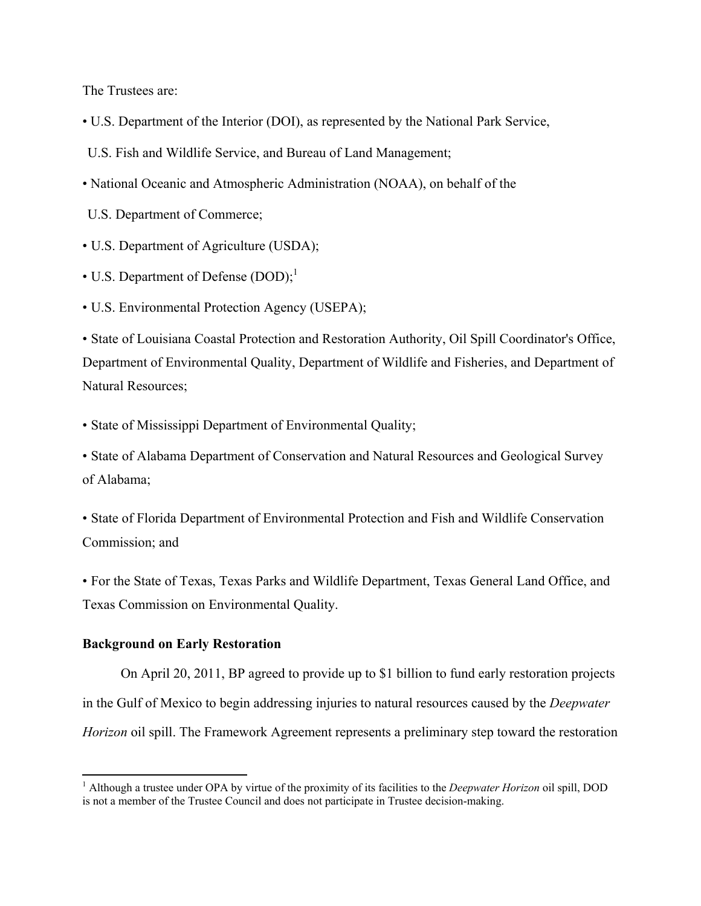The Trustees are:

- U.S. Department of the Interior (DOI), as represented by the National Park Service, U.S. Fish and Wildlife Service, and Bureau of Land Management;
- National Oceanic and Atmospheric Administration (NOAA), on behalf of the U.S. Department of Commerce;
- U.S. Department of Agriculture (USDA);
- U.S. Department of Defense (DOD);[1]
- U.S. Environmental Protection Agency (USEPA);
- State of Louisiana Coastal Protection and Restoration Authority, Oil Spill Coordinator's Office, Department of Environmental Quality, Department of Wildlife and Fisheries, and Department of Natural Resources;
- State of Mississippi Department of Environmental Quality;
- State of Alabama Department of Conservation and Natural Resources and Geological Survey of Alabama;
- State of Florida Department of Environmental Protection and Fish and Wildlife Conservation Commission; and
- For the State of Texas, Texas Parks and Wildlife Department, Texas General Land Office, and Texas Commission on Environmental Quality.

**Background on Early Restoration**

On April 20, 2011, BP agreed to provide up to $1 billion to fund early restoration projects in the Gulf of Mexico to begin addressing injuries to natural resources caused by the *Deepwater Horizon* oil spill. The Framework Agreement represents a preliminary step toward the restoration

[1] Although a trustee under OPA by virtue of the proximity of its facilities to the *Deepwater Horizon* oil spill, DOD is not a member of the Trustee Council and does not participate in Trustee decision-making.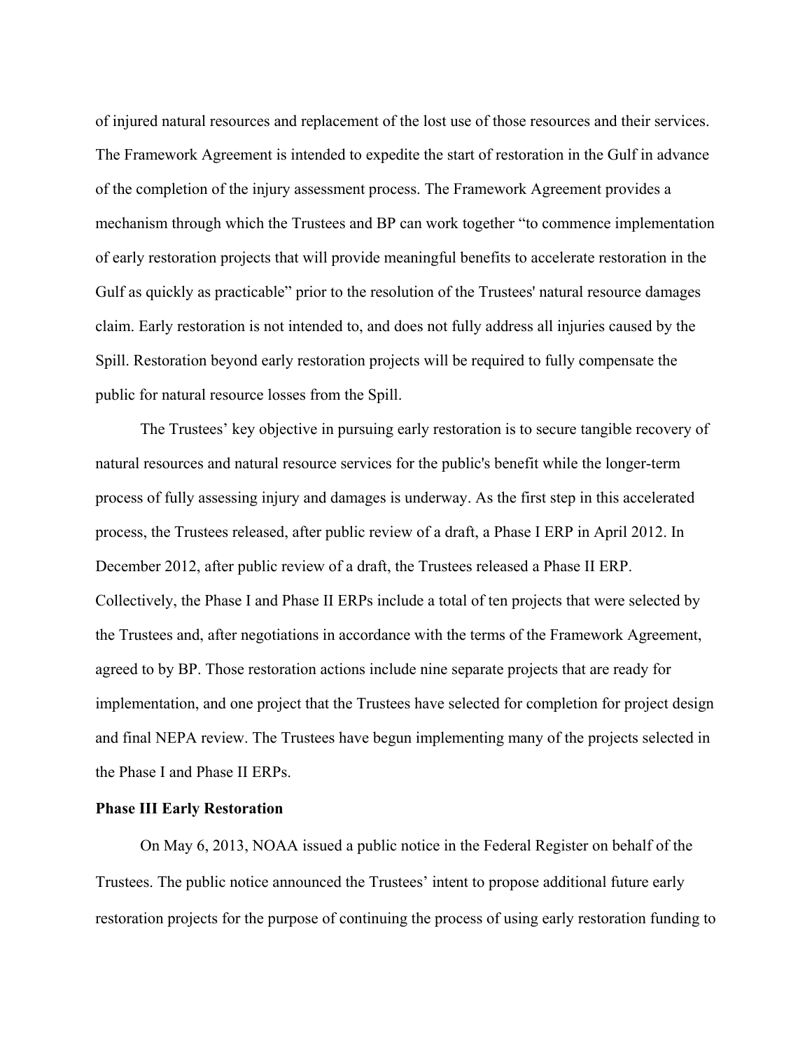of injured natural resources and replacement of the lost use of those resources and their services. The Framework Agreement is intended to expedite the start of restoration in the Gulf in advance of the completion of the injury assessment process. The Framework Agreement provides a mechanism through which the Trustees and BP can work together "to commence implementation of early restoration projects that will provide meaningful benefits to accelerate restoration in the Gulf as quickly as practicable" prior to the resolution of the Trustees' natural resource damages claim. Early restoration is not intended to, and does not fully address all injuries caused by the Spill. Restoration beyond early restoration projects will be required to fully compensate the public for natural resource losses from the Spill.

The Trustees' key objective in pursuing early restoration is to secure tangible recovery of natural resources and natural resource services for the public's benefit while the longer-term process of fully assessing injury and damages is underway. As the first step in this accelerated process, the Trustees released, after public review of a draft, a Phase I ERP in April 2012. In December 2012, after public review of a draft, the Trustees released a Phase II ERP. Collectively, the Phase I and Phase II ERPs include a total of ten projects that were selected by the Trustees and, after negotiations in accordance with the terms of the Framework Agreement, agreed to by BP. Those restoration actions include nine separate projects that are ready for implementation, and one project that the Trustees have selected for completion for project design and final NEPA review. The Trustees have begun implementing many of the projects selected in the Phase I and Phase II ERPs.

**Phase III Early Restoration**

On May 6, 2013, NOAA issued a public notice in the Federal Register on behalf of the Trustees. The public notice announced the Trustees' intent to propose additional future early restoration projects for the purpose of continuing the process of using early restoration funding to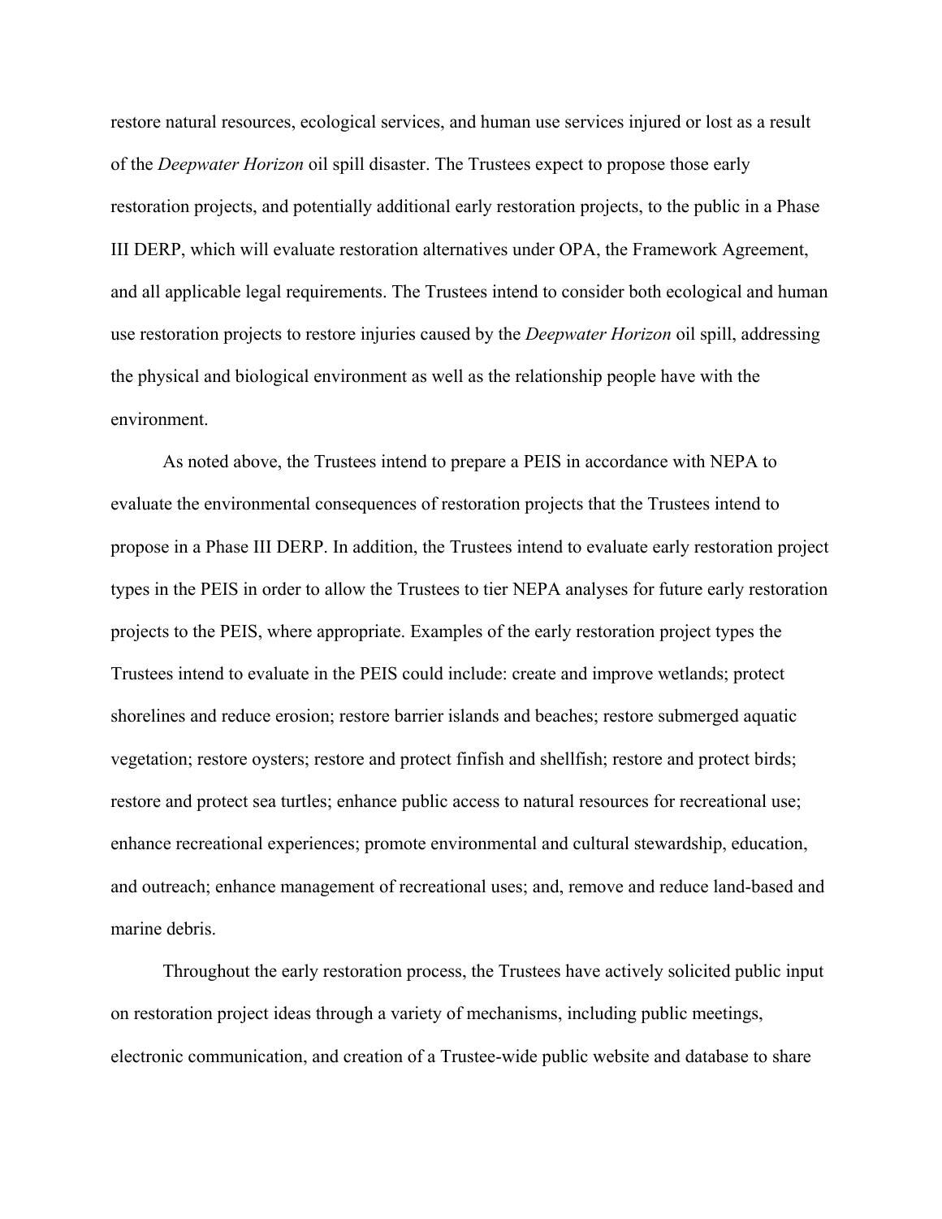restore natural resources, ecological services, and human use services injured or lost as a result of the *Deepwater Horizon* oil spill disaster. The Trustees expect to propose those early restoration projects, and potentially additional early restoration projects, to the public in a Phase III DERP, which will evaluate restoration alternatives under OPA, the Framework Agreement, and all applicable legal requirements. The Trustees intend to consider both ecological and human use restoration projects to restore injuries caused by the *Deepwater Horizon* oil spill, addressing the physical and biological environment as well as the relationship people have with the environment.

As noted above, the Trustees intend to prepare a PEIS in accordance with NEPA to evaluate the environmental consequences of restoration projects that the Trustees intend to propose in a Phase III DERP. In addition, the Trustees intend to evaluate early restoration project types in the PEIS in order to allow the Trustees to tier NEPA analyses for future early restoration projects to the PEIS, where appropriate. Examples of the early restoration project types the Trustees intend to evaluate in the PEIS could include: create and improve wetlands; protect shorelines and reduce erosion; restore barrier islands and beaches; restore submerged aquatic vegetation; restore oysters; restore and protect finfish and shellfish; restore and protect birds; restore and protect sea turtles; enhance public access to natural resources for recreational use; enhance recreational experiences; promote environmental and cultural stewardship, education, and outreach; enhance management of recreational uses; and, remove and reduce land-based and marine debris.

Throughout the early restoration process, the Trustees have actively solicited public input on restoration project ideas through a variety of mechanisms, including public meetings, electronic communication, and creation of a Trustee-wide public website and database to share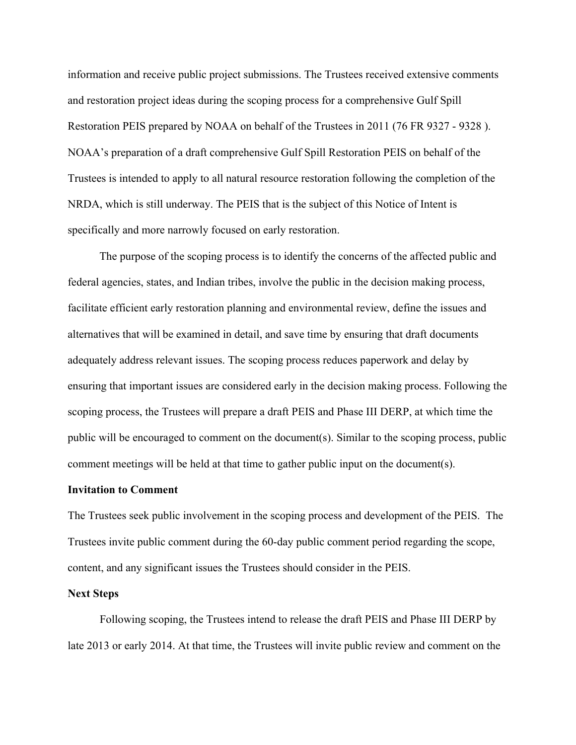information and receive public project submissions. The Trustees received extensive comments and restoration project ideas during the scoping process for a comprehensive Gulf Spill Restoration PEIS prepared by NOAA on behalf of the Trustees in 2011 (76 FR 9327 - 9328 ). NOAA's preparation of a draft comprehensive Gulf Spill Restoration PEIS on behalf of the Trustees is intended to apply to all natural resource restoration following the completion of the NRDA, which is still underway. The PEIS that is the subject of this Notice of Intent is specifically and more narrowly focused on early restoration.

The purpose of the scoping process is to identify the concerns of the affected public and federal agencies, states, and Indian tribes, involve the public in the decision making process, facilitate efficient early restoration planning and environmental review, define the issues and alternatives that will be examined in detail, and save time by ensuring that draft documents adequately address relevant issues. The scoping process reduces paperwork and delay by ensuring that important issues are considered early in the decision making process. Following the scoping process, the Trustees will prepare a draft PEIS and Phase III DERP, at which time the public will be encouraged to comment on the document(s). Similar to the scoping process, public comment meetings will be held at that time to gather public input on the document(s).

**Invitation to Comment**

The Trustees seek public involvement in the scoping process and development of the PEIS. The Trustees invite public comment during the 60-day public comment period regarding the scope, content, and any significant issues the Trustees should consider in the PEIS.

**Next Steps**

Following scoping, the Trustees intend to release the draft PEIS and Phase III DERP by late 2013 or early 2014. At that time, the Trustees will invite public review and comment on the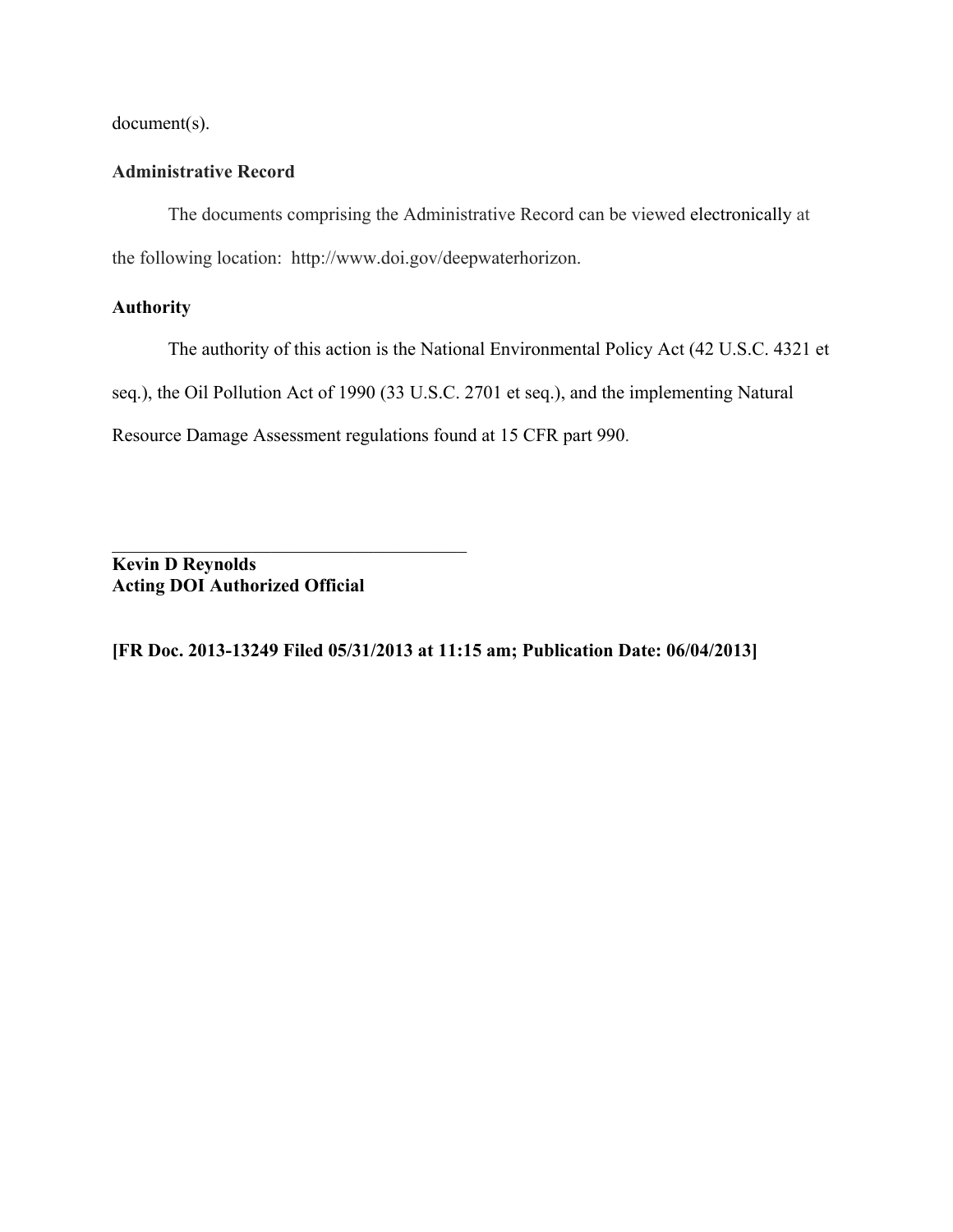document(s).

**Administrative Record**

The documents comprising the Administrative Record can be viewed electronically at the following location: http://www.doi.gov/deepwaterhorizon.

**Authority**

The authority of this action is the National Environmental Policy Act (42 U.S.C. 4321 et seq.), the Oil Pollution Act of 1990 (33 U.S.C. 2701 et seq.), and the implementing Natural Resource Damage Assessment regulations found at 15 CFR part 990.

\_\_\_\_\_\_\_\_\_\_\_\_\_\_\_\_\_\_\_\_\_\_\_\_\_\_\_\_\_\_\_\_\_\_\_\_\_\_\_\_

**Kevin D Reynolds**
**Acting DOI Authorized Official**

**[FR Doc. 2013-13249 Filed 05/31/2013 at 11:15 am; Publication Date: 06/04/2013]**